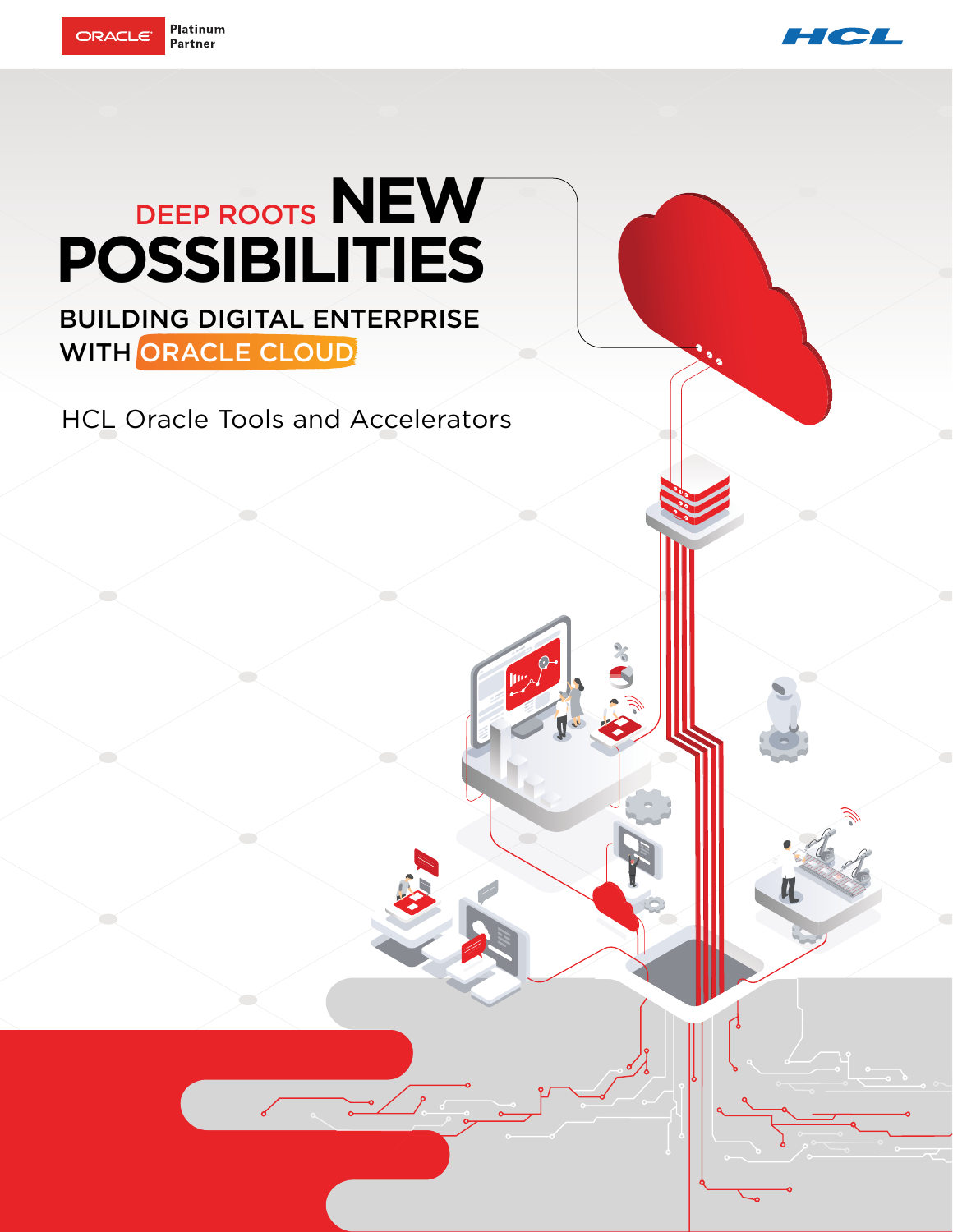ORACLE Platinum Partner

HCL

# DEEP ROOTS NEW POSSIBILITIES

## BUILDING DIGITAL ENTERPRISE WITH ORACLE CLOUD

HCL Oracle Tools and Accelerators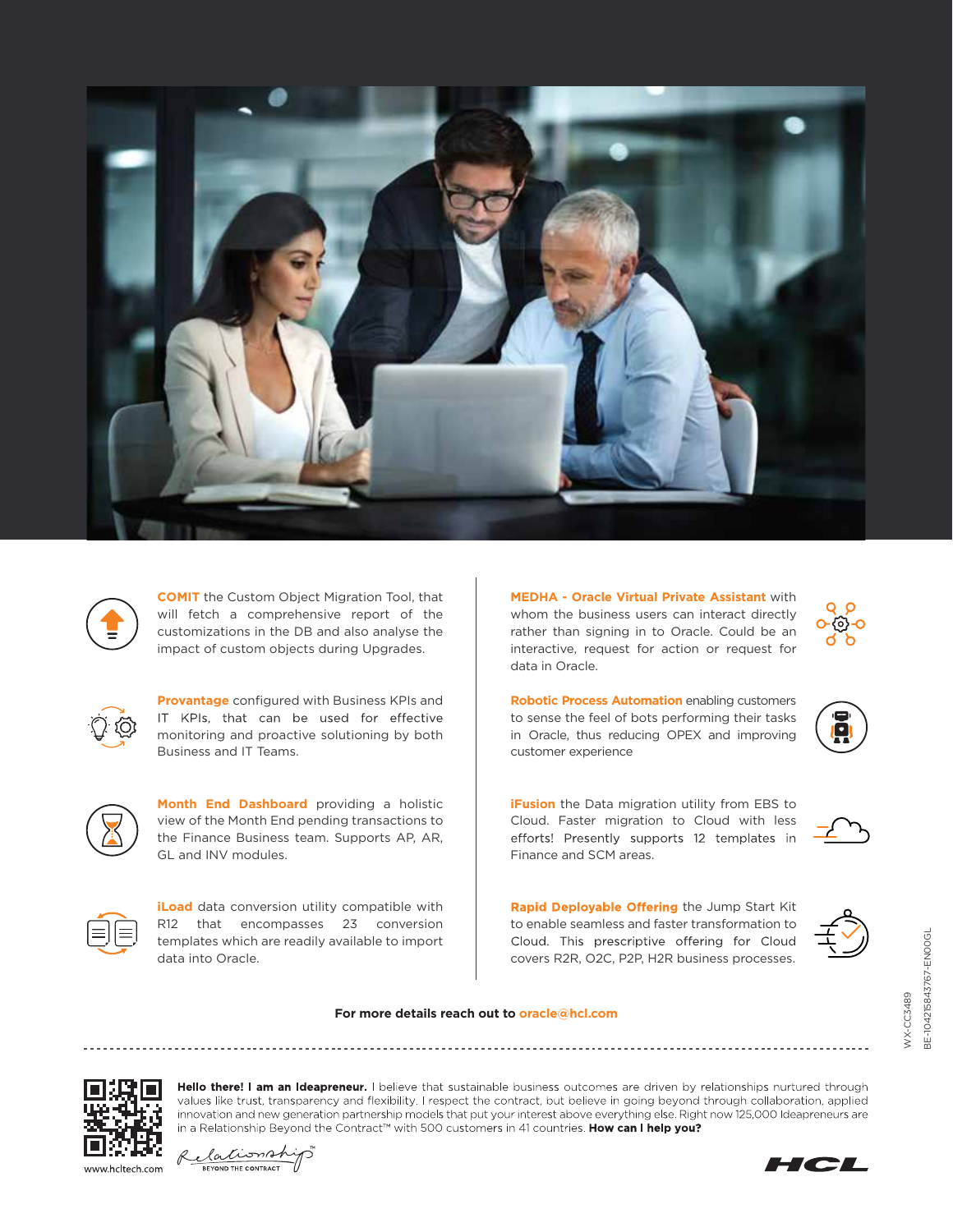**COMIT** the Custom Object Migration Tool, that will fetch a comprehensive report of the customizations in the DB and also analyse the impact of custom objects during Upgrades.

**Provantage** configured with Business KPIs and IT KPIs, that can be used for effective monitoring and proactive solutioning by both Business and IT Teams.

**Month End Dashboard** providing a holistic view of the Month End pending transactions to the Finance Business team. Supports AP, AR, GL and INV modules.

**iLoad** data conversion utility compatible with R12 that encompasses 23 conversion templates which are readily available to import data into Oracle.

**MEDHA - Oracle Virtual Private Assistant** with whom the business users can interact directly rather than signing in to Oracle. Could be an interactive, request for action or request for data in Oracle.

**Robotic Process Automation** enabling customers to sense the feel of bots performing their tasks in Oracle, thus reducing OPEX and improving customer experience

**iFusion** the Data migration utility from EBS to Cloud. Faster migration to Cloud with less efforts! Presently supports 12 templates in Finance and SCM areas.

**Rapid Deployable Offering** the Jump Start Kit to enable seamless and faster transformation to Cloud. This prescriptive offering for Cloud covers R2R, O2C, P2P, H2R business processes.

**For more details reach out to oracle@hcl.com**

---

**Hello there! I am an Ideapreneur.** I believe that sustainable business outcomes are driven by relationships nurtured through values like trust, transparency and flexibility. I respect the contract, but believe in going beyond through collaboration, applied innovation and new generation partnership models that put your interest above everything else. Right now 125,000 Ideapreneurs are in a Relationship Beyond the Contract™ with 500 customers in 41 countries. **How can I help you?**

www.hcltech.com

Relationship™ BEYOND THE CONTRACT

HCL

WX-CC3489
BE-104215843767-EN00GL